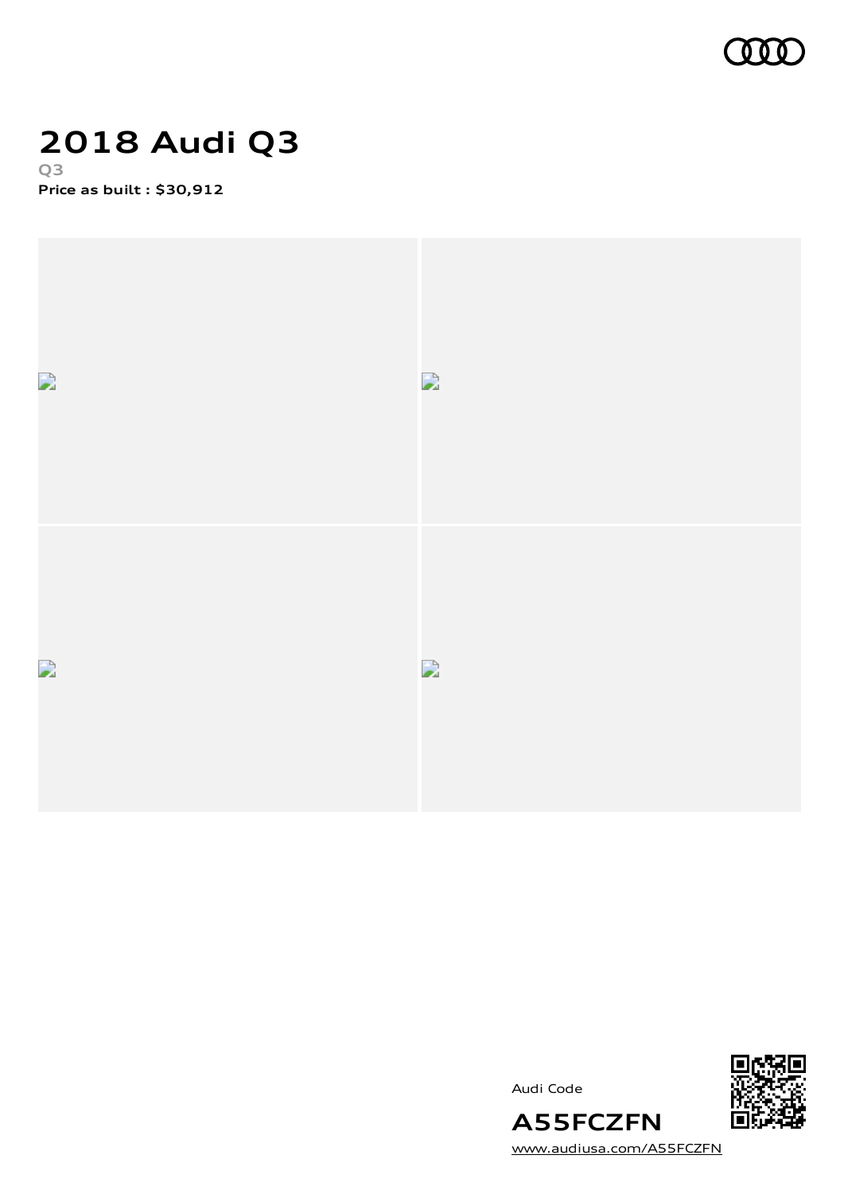# 2018 Audi Q3

**Q3**

**Price as built : $30,912**

Audi Code

**A55FCZFN**

www.audiusa.com/A55FCZFN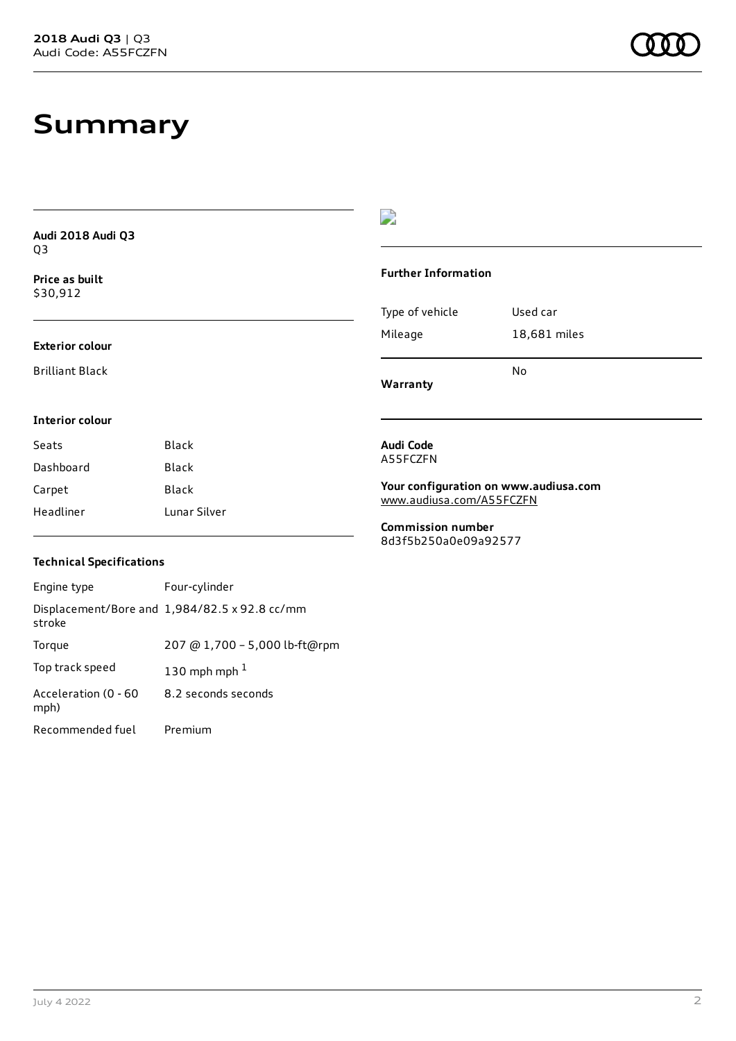# Summary

**Audi 2018 Audi Q3**
Q3

**Price as built**
$30,912

### Exterior colour

Brilliant Black

### Interior colour

| Seats | Black |
| --- | --- |
| Dashboard | Black |
| Carpet | Black |
| Headliner | Lunar Silver |

### Technical Specifications

| Engine type | Four-cylinder |
| --- | --- |
| Displacement/Bore and stroke | 1,984/82.5 x 92.8 cc/mm |
| Torque | 207 @ 1,700 – 5,000 lb-ft@rpm |
| Top track speed | 130 mph mph [1] |
| Acceleration (0 - 60 mph) | 8.2 seconds seconds |
| Recommended fuel | Premium |

### Further Information

| Type of vehicle | Used car |
| --- | --- |
| Mileage | 18,681 miles |

**Warranty** No

**Audi Code**
A55FCZFN

**Your configuration on www.audiusa.com**
www.audiusa.com/A55FCZFN

**Commission number**
8d3f5b250a0e09a92577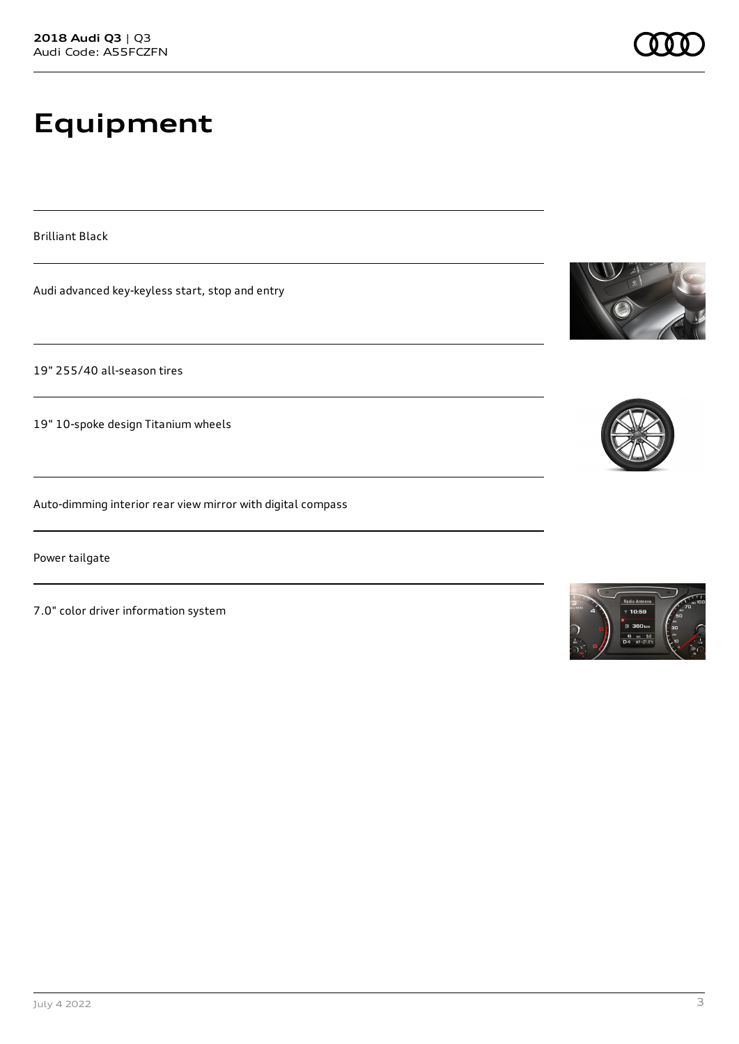# Equipment

Brilliant Black

Audi advanced key-keyless start, stop and entry

19" 255/40 all-season tires

19" 10-spoke design Titanium wheels

Auto-dimming interior rear view mirror with digital compass

Power tailgate

7.0" color driver information system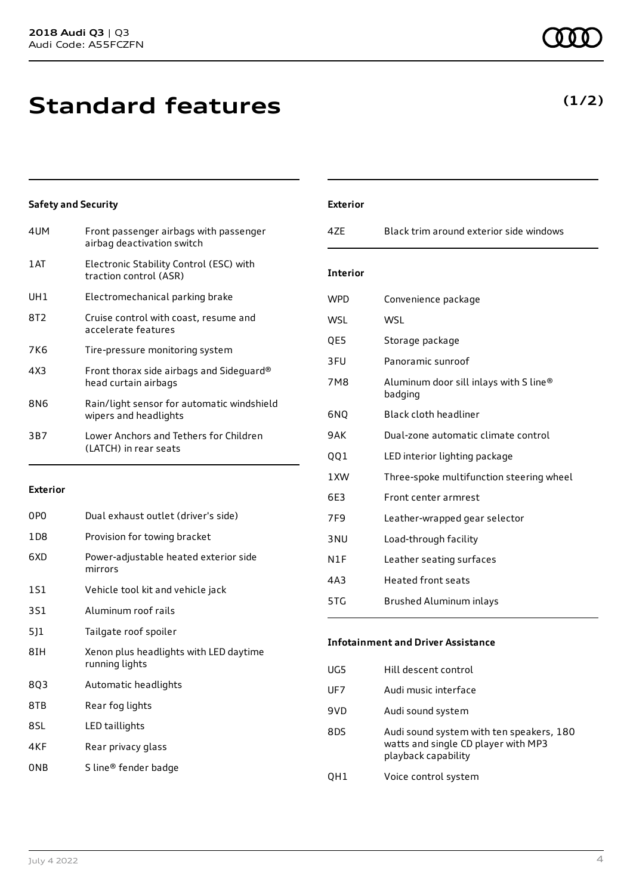# Standard features

**(1/2)**

### Safety and Security

| | |
|---|---|
| 4UM | Front passenger airbags with passenger airbag deactivation switch |
| 1AT | Electronic Stability Control (ESC) with traction control (ASR) |
| UH1 | Electromechanical parking brake |
| 8T2 | Cruise control with coast, resume and accelerate features |
| 7K6 | Tire-pressure monitoring system |
| 4X3 | Front thorax side airbags and Sideguard® head curtain airbags |
| 8N6 | Rain/light sensor for automatic windshield wipers and headlights |
| 3B7 | Lower Anchors and Tethers for Children (LATCH) in rear seats |

### Exterior

| | |
|---|---|
| 0P0 | Dual exhaust outlet (driver's side) |
| 1D8 | Provision for towing bracket |
| 6XD | Power-adjustable heated exterior side mirrors |
| 1S1 | Vehicle tool kit and vehicle jack |
| 3S1 | Aluminum roof rails |
| 5J1 | Tailgate roof spoiler |
| 8IH | Xenon plus headlights with LED daytime running lights |
| 8Q3 | Automatic headlights |
| 8TB | Rear fog lights |
| 8SL | LED taillights |
| 4KF | Rear privacy glass |
| 0NB | S line® fender badge |

### Exterior

| | |
|---|---|
| 4ZE | Black trim around exterior side windows |

### Interior

| | |
|---|---|
| WPD | Convenience package |
| WSL | WSL |
| QE5 | Storage package |
| 3FU | Panoramic sunroof |
| 7M8 | Aluminum door sill inlays with S line® badging |
| 6NQ | Black cloth headliner |
| 9AK | Dual-zone automatic climate control |
| QQ1 | LED interior lighting package |
| 1XW | Three-spoke multifunction steering wheel |
| 6E3 | Front center armrest |
| 7F9 | Leather-wrapped gear selector |
| 3NU | Load-through facility |
| N1F | Leather seating surfaces |
| 4A3 | Heated front seats |
| 5TG | Brushed Aluminum inlays |

### Infotainment and Driver Assistance

| | |
|---|---|
| UG5 | Hill descent control |
| UF7 | Audi music interface |
| 9VD | Audi sound system |
| 8DS | Audi sound system with ten speakers, 180 watts and single CD player with MP3 playback capability |
| QH1 | Voice control system |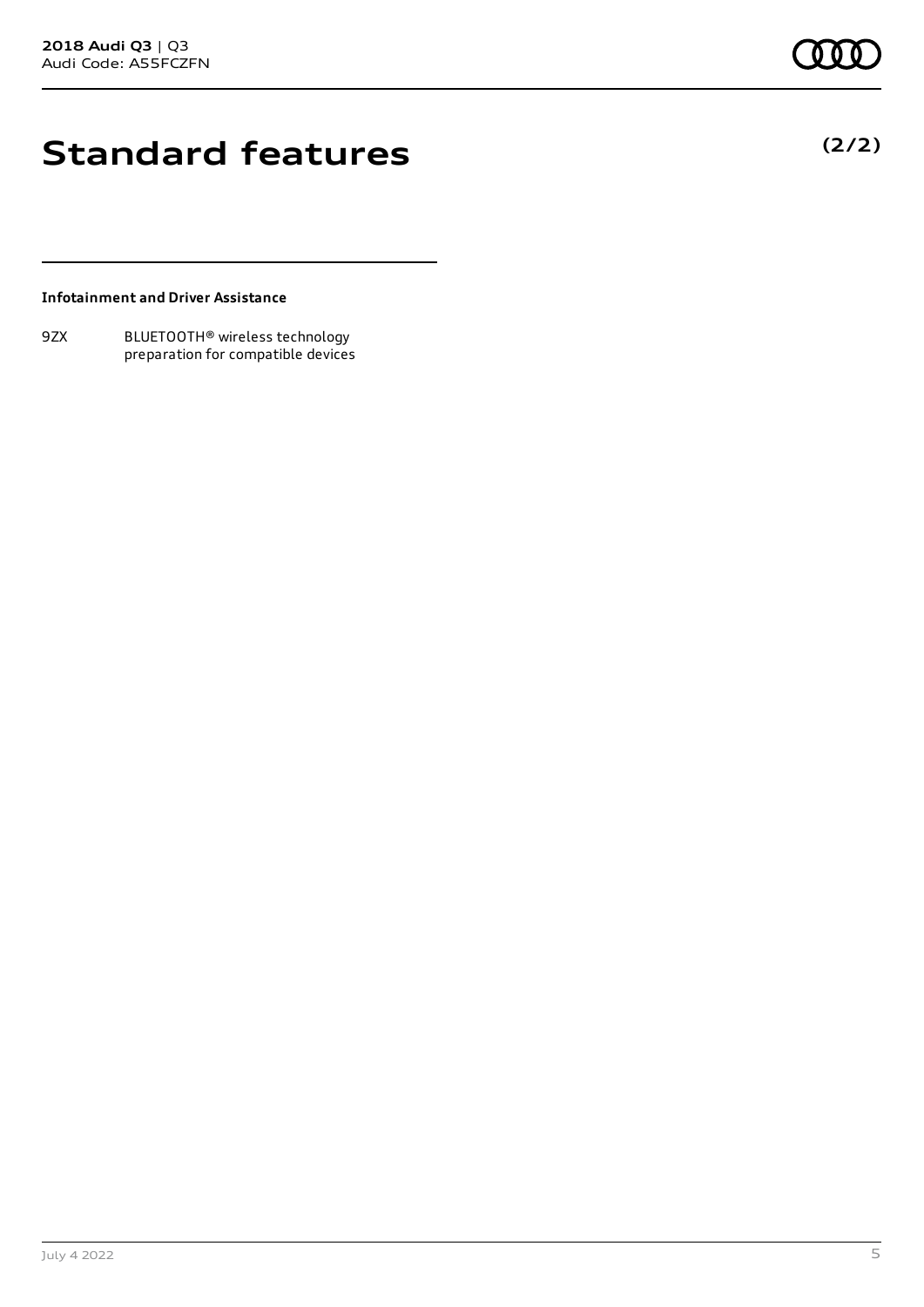# Standard features

**(2/2)**

**Infotainment and Driver Assistance**

| | |
|---|---|
| 9ZX | BLUETOOTH® wireless technology preparation for compatible devices |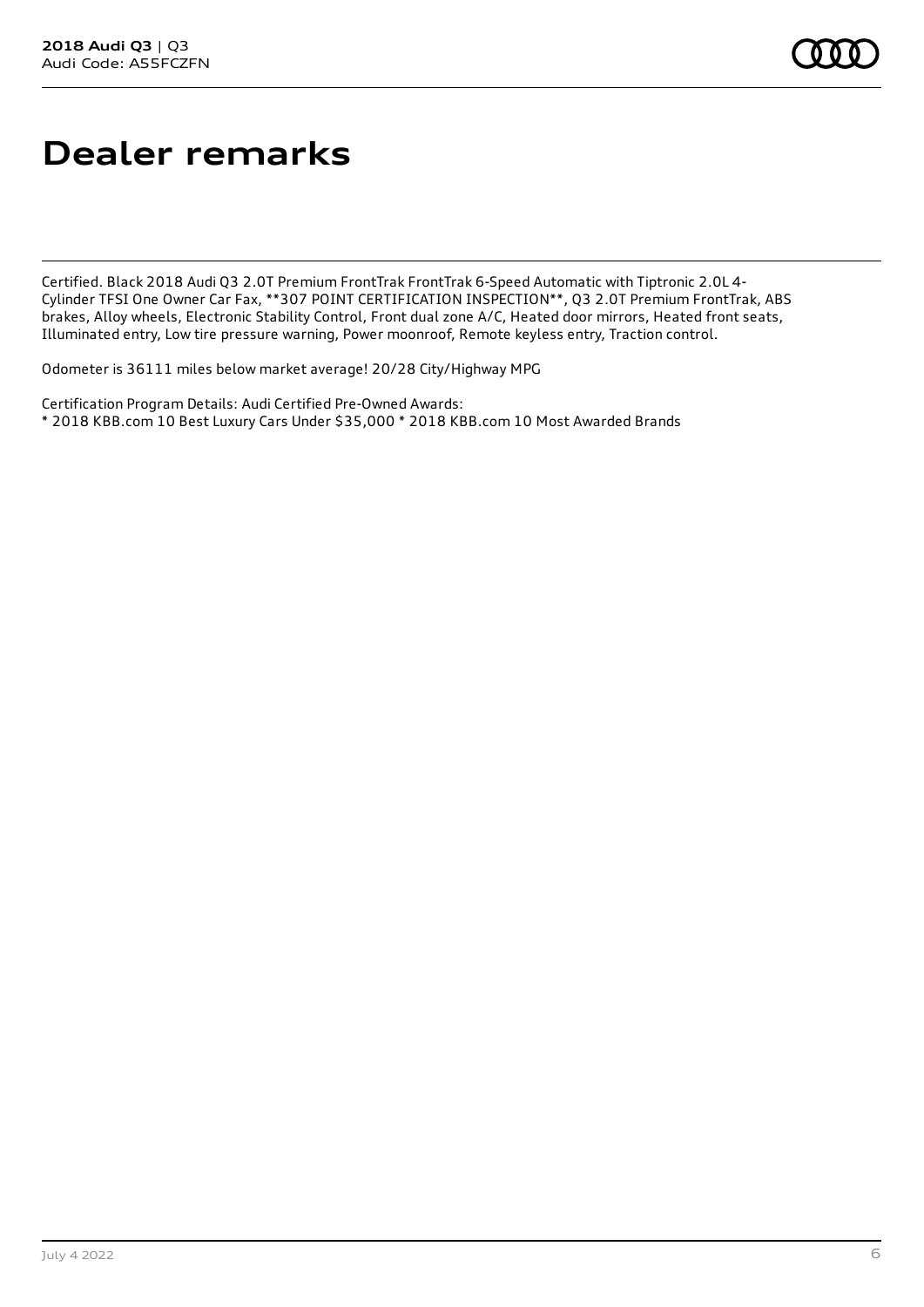# Dealer remarks

Certified. Black 2018 Audi Q3 2.0T Premium FrontTrak FrontTrak 6-Speed Automatic with Tiptronic 2.0L 4-Cylinder TFSI One Owner Car Fax, **307 POINT CERTIFICATION INSPECTION**, Q3 2.0T Premium FrontTrak, ABS brakes, Alloy wheels, Electronic Stability Control, Front dual zone A/C, Heated door mirrors, Heated front seats, Illuminated entry, Low tire pressure warning, Power moonroof, Remote keyless entry, Traction control.

Odometer is 36111 miles below market average! 20/28 City/Highway MPG

Certification Program Details: Audi Certified Pre-Owned Awards:
* 2018 KBB.com 10 Best Luxury Cars Under $35,000 * 2018 KBB.com 10 Most Awarded Brands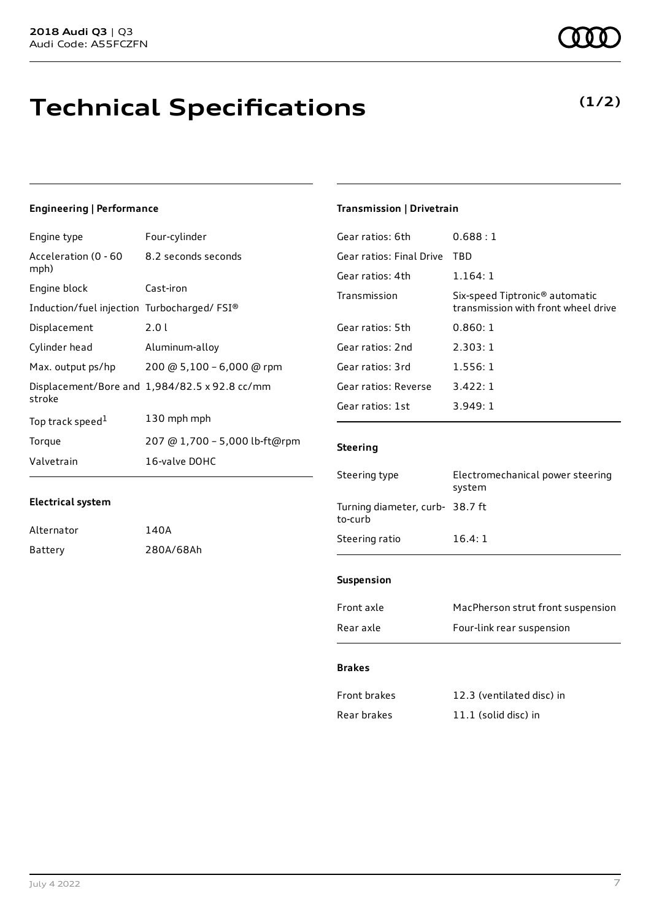# Technical Specifications

**(1/2)**

## Engineering | Performance

| | |
|---|---|
| Engine type | Four-cylinder |
| Acceleration (0 - 60 mph) | 8.2 seconds seconds |
| Engine block | Cast-iron |
| Induction/fuel injection | Turbocharged/ FSI® |
| Displacement | 2.0 l |
| Cylinder head | Aluminum-alloy |
| Max. output ps/hp | 200 @ 5,100 – 6,000 @ rpm |
| Displacement/Bore and stroke | 1,984/82.5 x 92.8 cc/mm |
| Top track speed[1] | 130 mph mph |
| Torque | 207 @ 1,700 – 5,000 lb-ft@rpm |
| Valvetrain | 16-valve DOHC |

## Electrical system

| | |
|---|---|
| Alternator | 140A |
| Battery | 280A/68Ah |

## Transmission | Drivetrain

| | |
|---|---|
| Gear ratios: 6th | 0.688 : 1 |
| Gear ratios: Final Drive | TBD |
| Gear ratios: 4th | 1.164: 1 |
| Transmission | Six-speed Tiptronic® automatic transmission with front wheel drive |
| Gear ratios: 5th | 0.860: 1 |
| Gear ratios: 2nd | 2.303: 1 |
| Gear ratios: 3rd | 1.556: 1 |
| Gear ratios: Reverse | 3.422: 1 |
| Gear ratios: 1st | 3.949: 1 |

## Steering

| | |
|---|---|
| Steering type | Electromechanical power steering system |
| Turning diameter, curb-to-curb | 38.7 ft |
| Steering ratio | 16.4: 1 |

## Suspension

| | |
|---|---|
| Front axle | MacPherson strut front suspension |
| Rear axle | Four-link rear suspension |

## Brakes

| | |
|---|---|
| Front brakes | 12.3 (ventilated disc) in |
| Rear brakes | 11.1 (solid disc) in |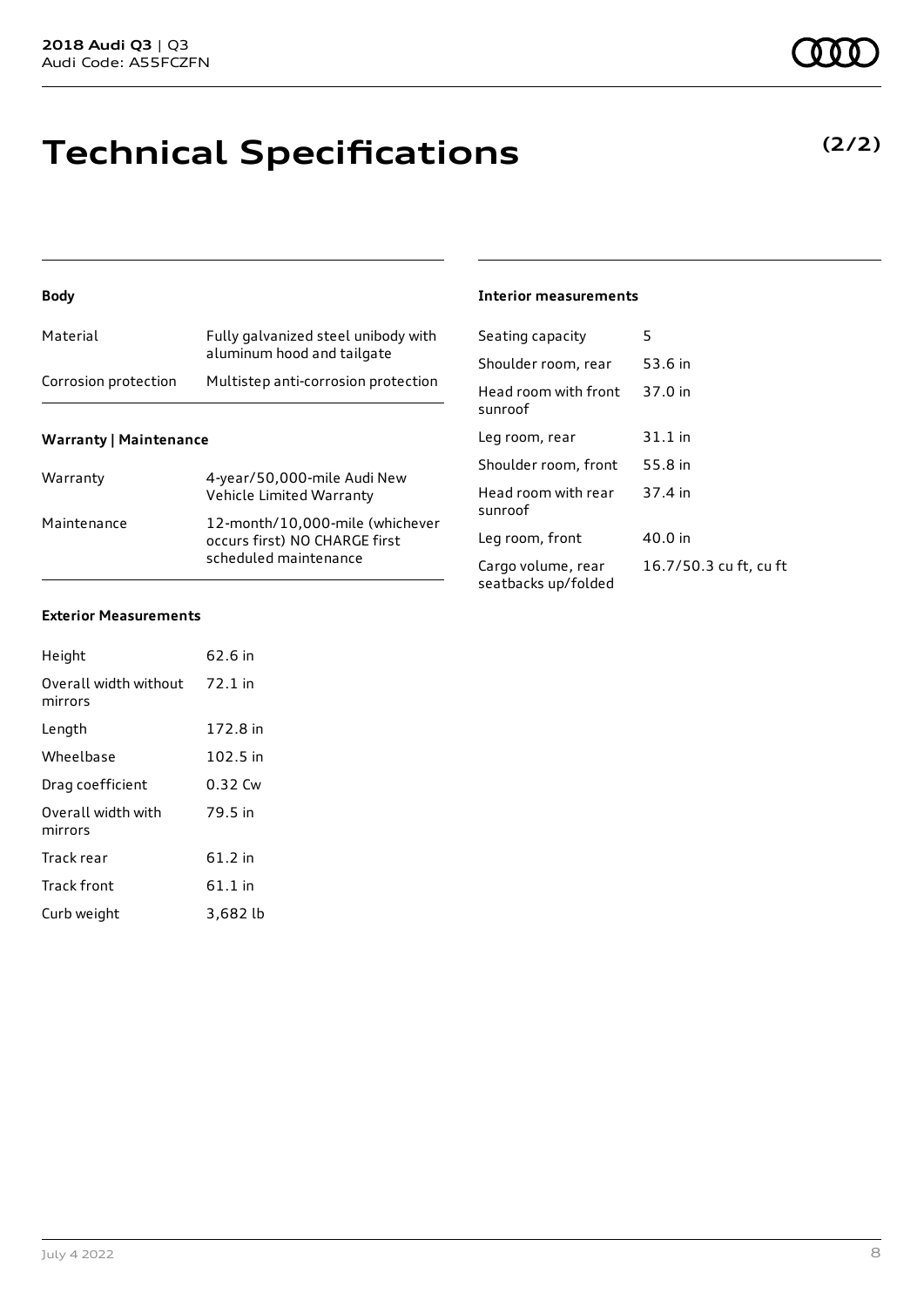# Technical Specifications

**(2/2)**

### Body

| Material | Fully galvanized steel unibody with aluminum hood and tailgate |
|---|---|
| Corrosion protection | Multistep anti-corrosion protection |

### Warranty | Maintenance

| Warranty | 4-year/50,000-mile Audi New Vehicle Limited Warranty |
|---|---|
| Maintenance | 12-month/10,000-mile (whichever occurs first) NO CHARGE first scheduled maintenance |

### Exterior Measurements

| Height | 62.6 in |
|---|---|
| Overall width without mirrors | 72.1 in |
| Length | 172.8 in |
| Wheelbase | 102.5 in |
| Drag coefficient | 0.32 Cw |
| Overall width with mirrors | 79.5 in |
| Track rear | 61.2 in |
| Track front | 61.1 in |
| Curb weight | 3,682 lb |

### Interior measurements

| Seating capacity | 5 |
|---|---|
| Shoulder room, rear | 53.6 in |
| Head room with front sunroof | 37.0 in |
| Leg room, rear | 31.1 in |
| Shoulder room, front | 55.8 in |
| Head room with rear sunroof | 37.4 in |
| Leg room, front | 40.0 in |
| Cargo volume, rear seatbacks up/folded | 16.7/50.3 cu ft, cu ft |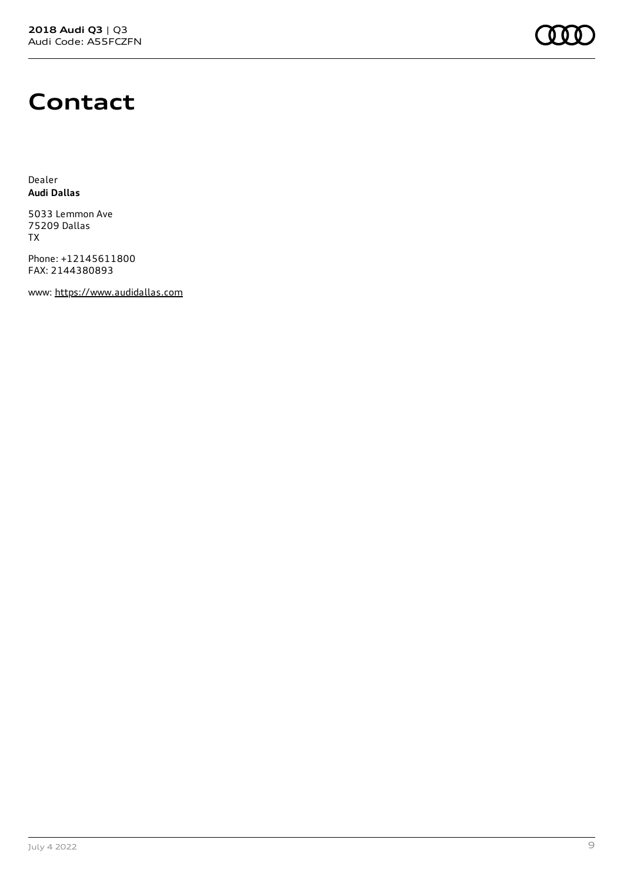# Contact

Dealer
**Audi Dallas**

5033 Lemmon Ave
75209 Dallas
TX

Phone: +12145611800
FAX: 2144380893

www: https://www.audidallas.com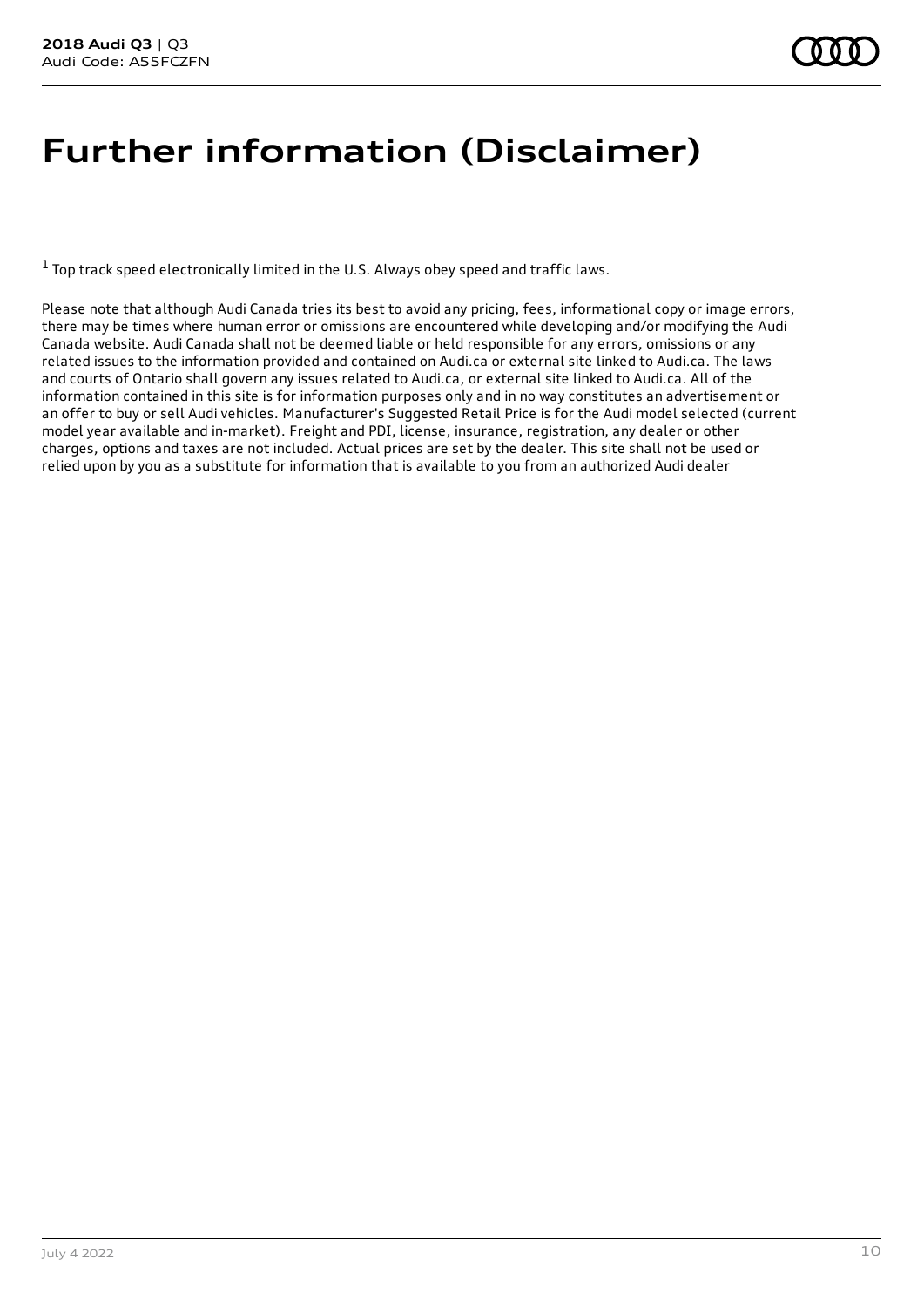# Further information (Disclaimer)

[1] Top track speed electronically limited in the U.S. Always obey speed and traffic laws.

Please note that although Audi Canada tries its best to avoid any pricing, fees, informational copy or image errors, there may be times where human error or omissions are encountered while developing and/or modifying the Audi Canada website. Audi Canada shall not be deemed liable or held responsible for any errors, omissions or any related issues to the information provided and contained on Audi.ca or external site linked to Audi.ca. The laws and courts of Ontario shall govern any issues related to Audi.ca, or external site linked to Audi.ca. All of the information contained in this site is for information purposes only and in no way constitutes an advertisement or an offer to buy or sell Audi vehicles. Manufacturer's Suggested Retail Price is for the Audi model selected (current model year available and in-market). Freight and PDI, license, insurance, registration, any dealer or other charges, options and taxes are not included. Actual prices are set by the dealer. This site shall not be used or relied upon by you as a substitute for information that is available to you from an authorized Audi dealer